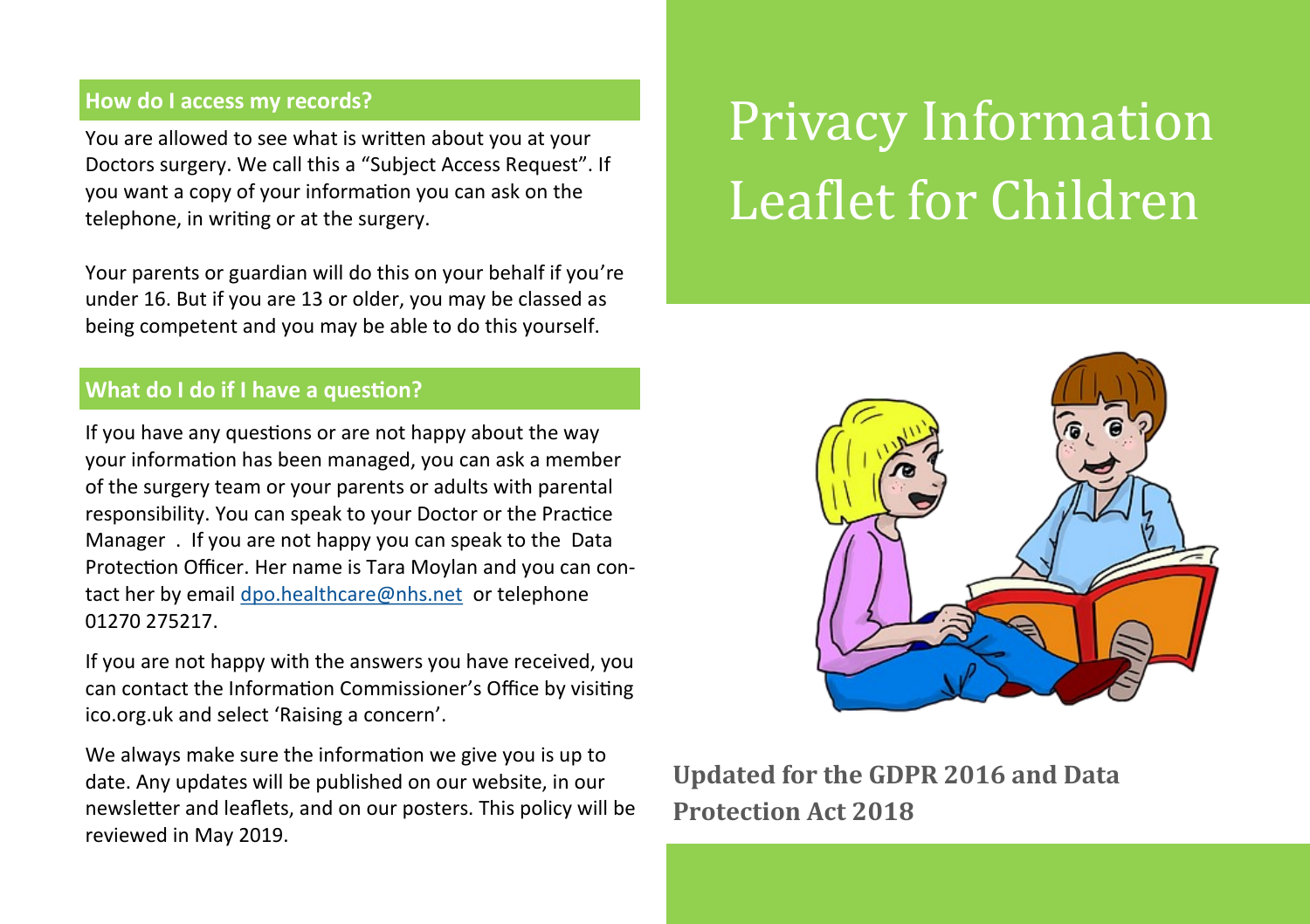# Privacy Information Leaflet for Children

**Updated for the GDPR 2016 and Data Protection Act 2018**

## How do I access my records?

You are allowed to see what is written about you at your Doctors surgery. We call this a "Subject Access Request". If you want a copy of your information you can ask on the telephone, in writing or at the surgery.

Your parents or guardian will do this on your behalf if you're under 16. But if you are 13 or older, you may be classed as being competent and you may be able to do this yourself.

## What do I do if I have a question?

If you have any questions or are not happy about the way your information has been managed, you can ask a member of the surgery team or your parents or adults with parental responsibility. You can speak to your Doctor or the Practice Manager . If you are not happy you can speak to the Data Protection Officer. Her name is Tara Moylan and you can contact her by email [dpo.healthcare@nhs.net](mailto:dpo.healthcare@nhs.net) or telephone 01270 275217.

If you are not happy with the answers you have received, you can contact the Information Commissioner's Office by visiting ico.org.uk and select 'Raising a concern'.

We always make sure the information we give you is up to date. Any updates will be published on our website, in our newsletter and leaflets, and on our posters. This policy will be reviewed in May 2019.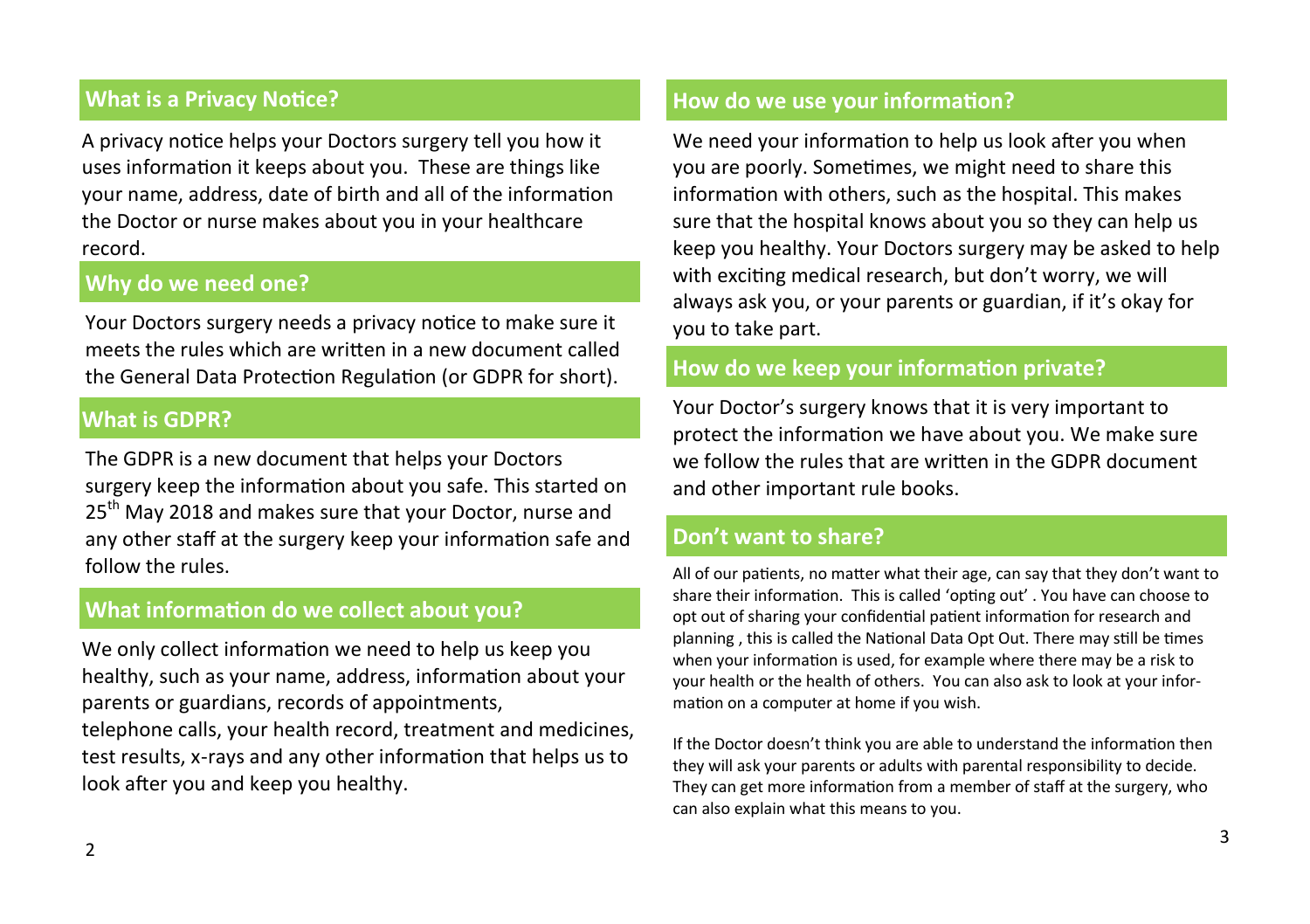## What is a Privacy Notice?

A privacy notice helps your Doctors surgery tell you how it uses information it keeps about you. These are things like your name, address, date of birth and all of the information the Doctor or nurse makes about you in your healthcare record.

## Why do we need one?

Your Doctors surgery needs a privacy notice to make sure it meets the rules which are written in a new document called the General Data Protection Regulation (or GDPR for short).

## What is GDPR?

The GDPR is a new document that helps your Doctors surgery keep the information about you safe. This started on 25th May 2018 and makes sure that your Doctor, nurse and any other staff at the surgery keep your information safe and follow the rules.

## What information do we collect about you?

We only collect information we need to help us keep you healthy, such as your name, address, information about your parents or guardians, records of appointments, telephone calls, your health record, treatment and medicines, test results, x-rays and any other information that helps us to look after you and keep you healthy.

## How do we use your information?

We need your information to help us look after you when you are poorly. Sometimes, we might need to share this information with others, such as the hospital. This makes sure that the hospital knows about you so they can help us keep you healthy. Your Doctors surgery may be asked to help with exciting medical research, but don't worry, we will always ask you, or your parents or guardian, if it's okay for you to take part.

## How do we keep your information private?

Your Doctor's surgery knows that it is very important to protect the information we have about you. We make sure we follow the rules that are written in the GDPR document and other important rule books.

## Don't want to share?

All of our patients, no matter what their age, can say that they don't want to share their information. This is called 'opting out' . You have can choose to opt out of sharing your confidential patient information for research and planning , this is called the National Data Opt Out. There may still be times when your information is used, for example where there may be a risk to your health or the health of others. You can also ask to look at your information on a computer at home if you wish.

If the Doctor doesn't think you are able to understand the information then they will ask your parents or adults with parental responsibility to decide. They can get more information from a member of staff at the surgery, who can also explain what this means to you.